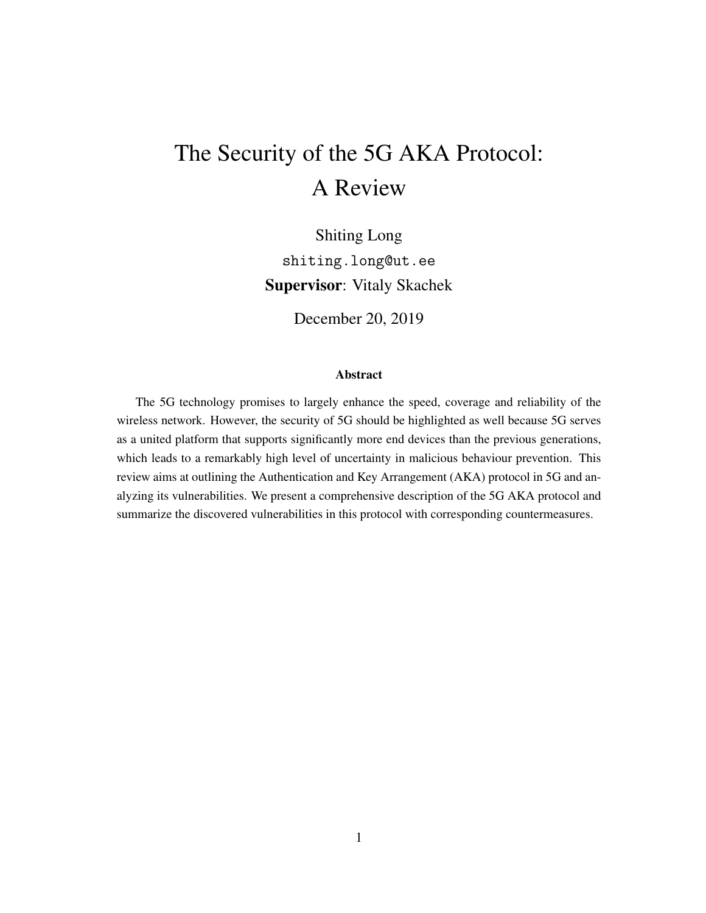# The Security of the 5G AKA Protocol: A Review

Shiting Long

shiting.long@ut.ee

**Supervisor**: Vitaly Skachek

December 20, 2019

### Abstract

The 5G technology promises to largely enhance the speed, coverage and reliability of the wireless network. However, the security of 5G should be highlighted as well because 5G serves as a united platform that supports significantly more end devices than the previous generations, which leads to a remarkably high level of uncertainty in malicious behaviour prevention. This review aims at outlining the Authentication and Key Arrangement (AKA) protocol in 5G and analyzing its vulnerabilities. We present a comprehensive description of the 5G AKA protocol and summarize the discovered vulnerabilities in this protocol with corresponding countermeasures.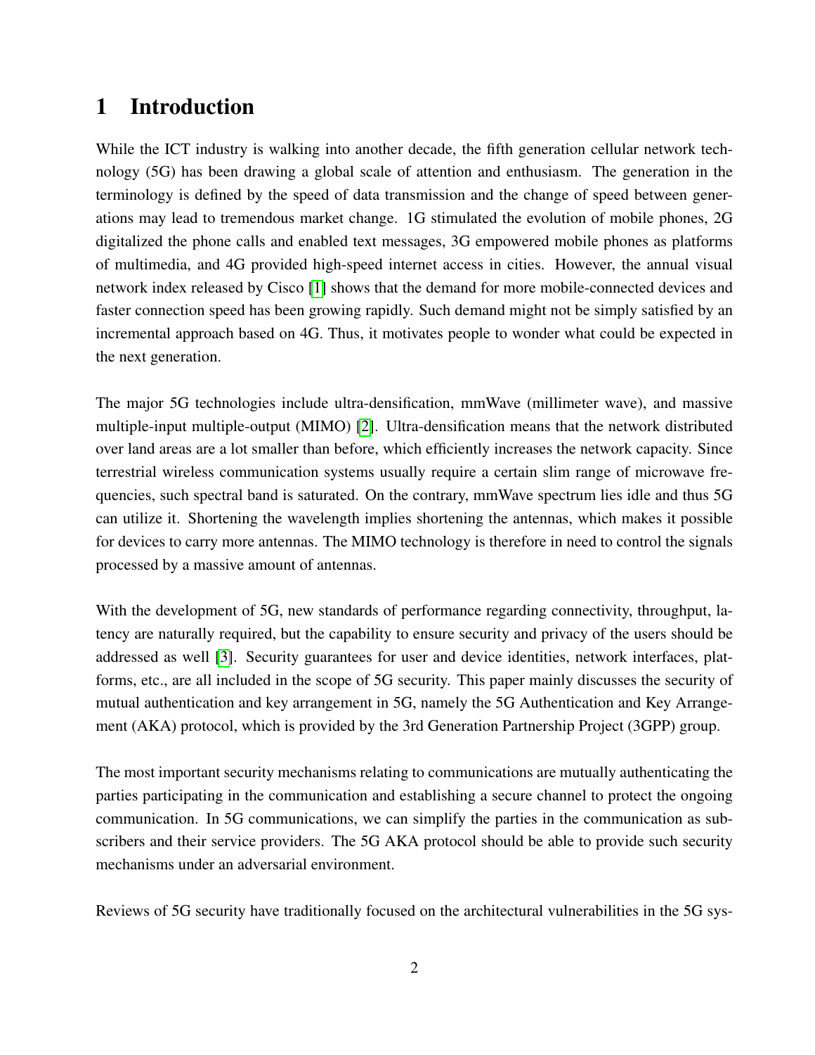# 1 Introduction

While the ICT industry is walking into another decade, the fifth generation cellular network technology (5G) has been drawing a global scale of attention and enthusiasm. The generation in the terminology is defined by the speed of data transmission and the change of speed between generations may lead to tremendous market change. 1G stimulated the evolution of mobile phones, 2G digitalized the phone calls and enabled text messages, 3G empowered mobile phones as platforms of multimedia, and 4G provided high-speed internet access in cities. However, the annual visual network index released by Cisco [1] shows that the demand for more mobile-connected devices and faster connection speed has been growing rapidly. Such demand might not be simply satisfied by an incremental approach based on 4G. Thus, it motivates people to wonder what could be expected in the next generation.

The major 5G technologies include ultra-densification, mmWave (millimeter wave), and massive multiple-input multiple-output (MIMO) [2]. Ultra-densification means that the network distributed over land areas are a lot smaller than before, which efficiently increases the network capacity. Since terrestrial wireless communication systems usually require a certain slim range of microwave frequencies, such spectral band is saturated. On the contrary, mmWave spectrum lies idle and thus 5G can utilize it. Shortening the wavelength implies shortening the antennas, which makes it possible for devices to carry more antennas. The MIMO technology is therefore in need to control the signals processed by a massive amount of antennas.

With the development of 5G, new standards of performance regarding connectivity, throughput, latency are naturally required, but the capability to ensure security and privacy of the users should be addressed as well [3]. Security guarantees for user and device identities, network interfaces, platforms, etc., are all included in the scope of 5G security. This paper mainly discusses the security of mutual authentication and key arrangement in 5G, namely the 5G Authentication and Key Arrangement (AKA) protocol, which is provided by the 3rd Generation Partnership Project (3GPP) group.

The most important security mechanisms relating to communications are mutually authenticating the parties participating in the communication and establishing a secure channel to protect the ongoing communication. In 5G communications, we can simplify the parties in the communication as subscribers and their service providers. The 5G AKA protocol should be able to provide such security mechanisms under an adversarial environment.

Reviews of 5G security have traditionally focused on the architectural vulnerabilities in the 5G sys-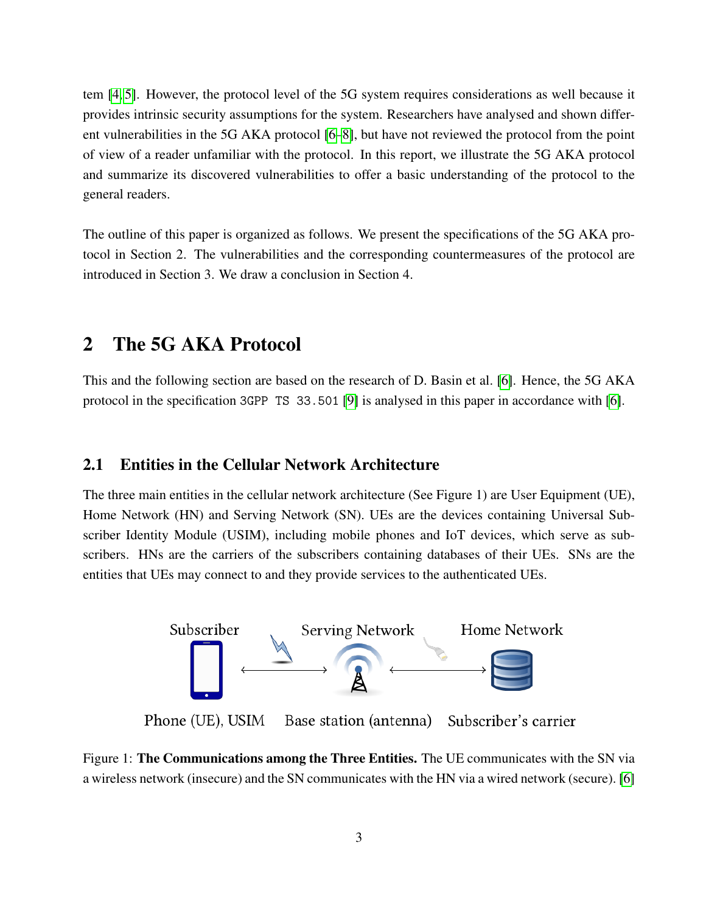tem [4, 5]. However, the protocol level of the 5G system requires considerations as well because it provides intrinsic security assumptions for the system. Researchers have analysed and shown different vulnerabilities in the 5G AKA protocol [6–8], but have not reviewed the protocol from the point of view of a reader unfamiliar with the protocol. In this report, we illustrate the 5G AKA protocol and summarize its discovered vulnerabilities to offer a basic understanding of the protocol to the general readers.

The outline of this paper is organized as follows. We present the specifications of the 5G AKA protocol in Section 2. The vulnerabilities and the corresponding countermeasures of the protocol are introduced in Section 3. We draw a conclusion in Section 4.

## 2 The 5G AKA Protocol

This and the following section are based on the research of D. Basin et al. [6]. Hence, the 5G AKA protocol in the specification `3GPP TS 33.501` [9] is analysed in this paper in accordance with [6].

### 2.1 Entities in the Cellular Network Architecture

The three main entities in the cellular network architecture (See Figure 1) are User Equipment (UE), Home Network (HN) and Serving Network (SN). UEs are the devices containing Universal Subscriber Identity Module (USIM), including mobile phones and IoT devices, which serve as subscribers. HNs are the carriers of the subscribers containing databases of their UEs. SNs are the entities that UEs may connect to and they provide services to the authenticated UEs.

Subscriber — Serving Network — Home Network

Phone (UE), USIM — Base station (antenna) — Subscriber's carrier

Figure 1: **The Communications among the Three Entities.** The UE communicates with the SN via a wireless network (insecure) and the SN communicates with the HN via a wired network (secure). [6]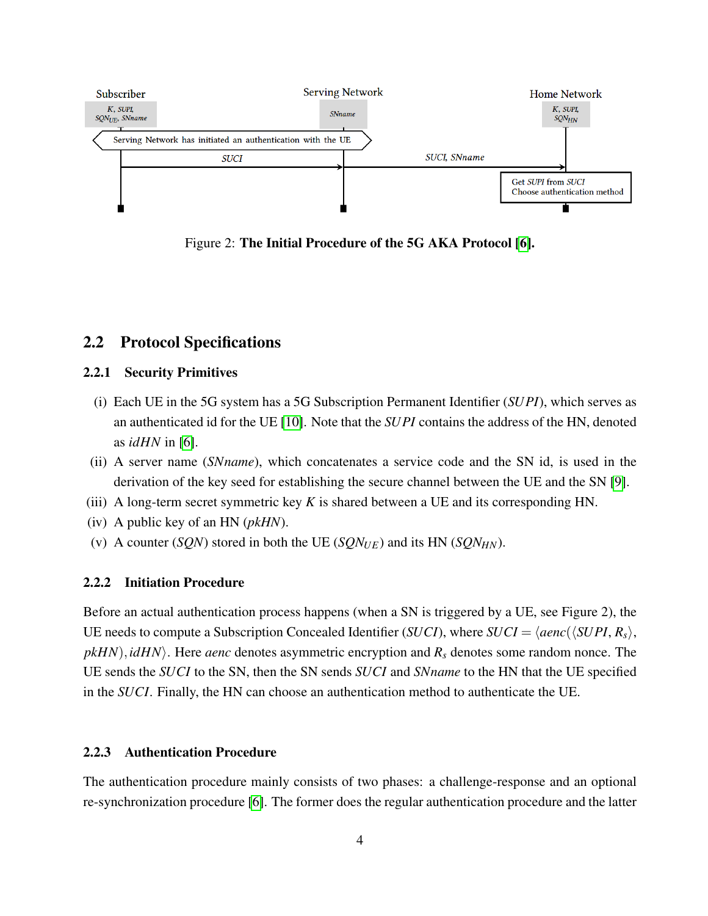Figure 2: **The Initial Procedure of the 5G AKA Protocol [6].**

## 2.2 Protocol Specifications

### 2.2.1 Security Primitives

(i) Each UE in the 5G system has a 5G Subscription Permanent Identifier ($SUPI$), which serves as an authenticated id for the UE [10]. Note that the $SUPI$ contains the address of the HN, denoted as $idHN$ in [6].

(ii) A server name ($SNname$), which concatenates a service code and the SN id, is used in the derivation of the key seed for establishing the secure channel between the UE and the SN [9].

(iii) A long-term secret symmetric key $K$ is shared between a UE and its corresponding HN.

(iv) A public key of an HN ($pkHN$).

(v) A counter ($SQN$) stored in both the UE ($SQN_{UE}$) and its HN ($SQN_{HN}$).

### 2.2.2 Initiation Procedure

Before an actual authentication process happens (when a SN is triggered by a UE, see Figure 2), the UE needs to compute a Subscription Concealed Identifier ($SUCI$), where $SUCI = \langle aenc(\langle SUPI, R_s \rangle, pkHN), idHN \rangle$. Here $aenc$ denotes asymmetric encryption and $R_s$ denotes some random nonce. The UE sends the $SUCI$ to the SN, then the SN sends $SUCI$ and $SNname$ to the HN that the UE specified in the $SUCI$. Finally, the HN can choose an authentication method to authenticate the UE.

### 2.2.3 Authentication Procedure

The authentication procedure mainly consists of two phases: a challenge-response and an optional re-synchronization procedure [6]. The former does the regular authentication procedure and the latter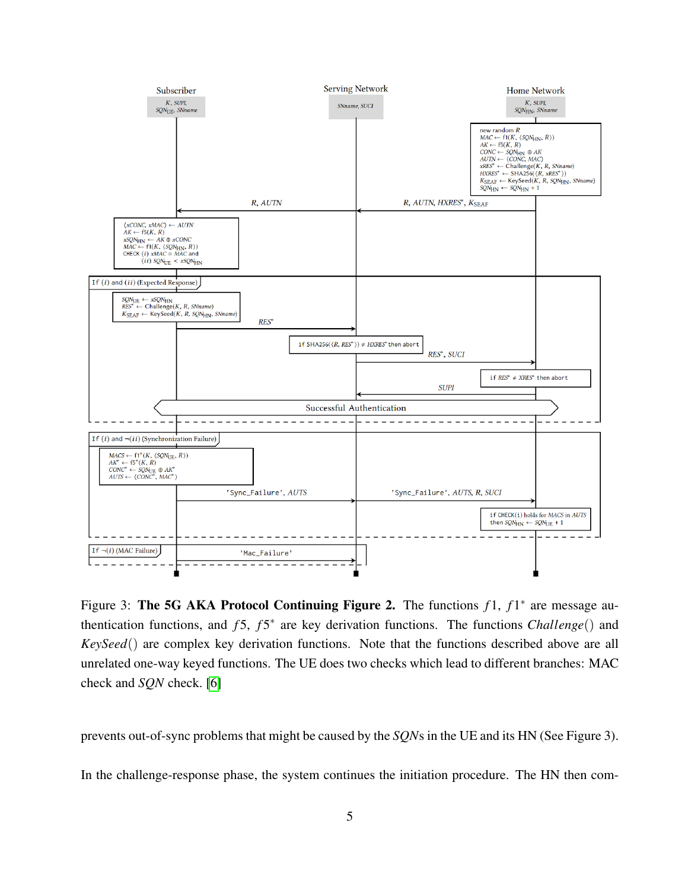Figure 3: **The 5G AKA Protocol Continuing Figure 2.** The functions $f1$, $f1^*$ are message authentication functions, and $f5$, $f5^*$ are key derivation functions. The functions *Challenge*() and *KeySeed*() are complex key derivation functions. Note that the functions described above are all unrelated one-way keyed functions. The UE does two checks which lead to different branches: MAC check and *SQN* check. [6]

prevents out-of-sync problems that might be caused by the *SQN*s in the UE and its HN (See Figure 3).

In the challenge-response phase, the system continues the initiation procedure. The HN then com-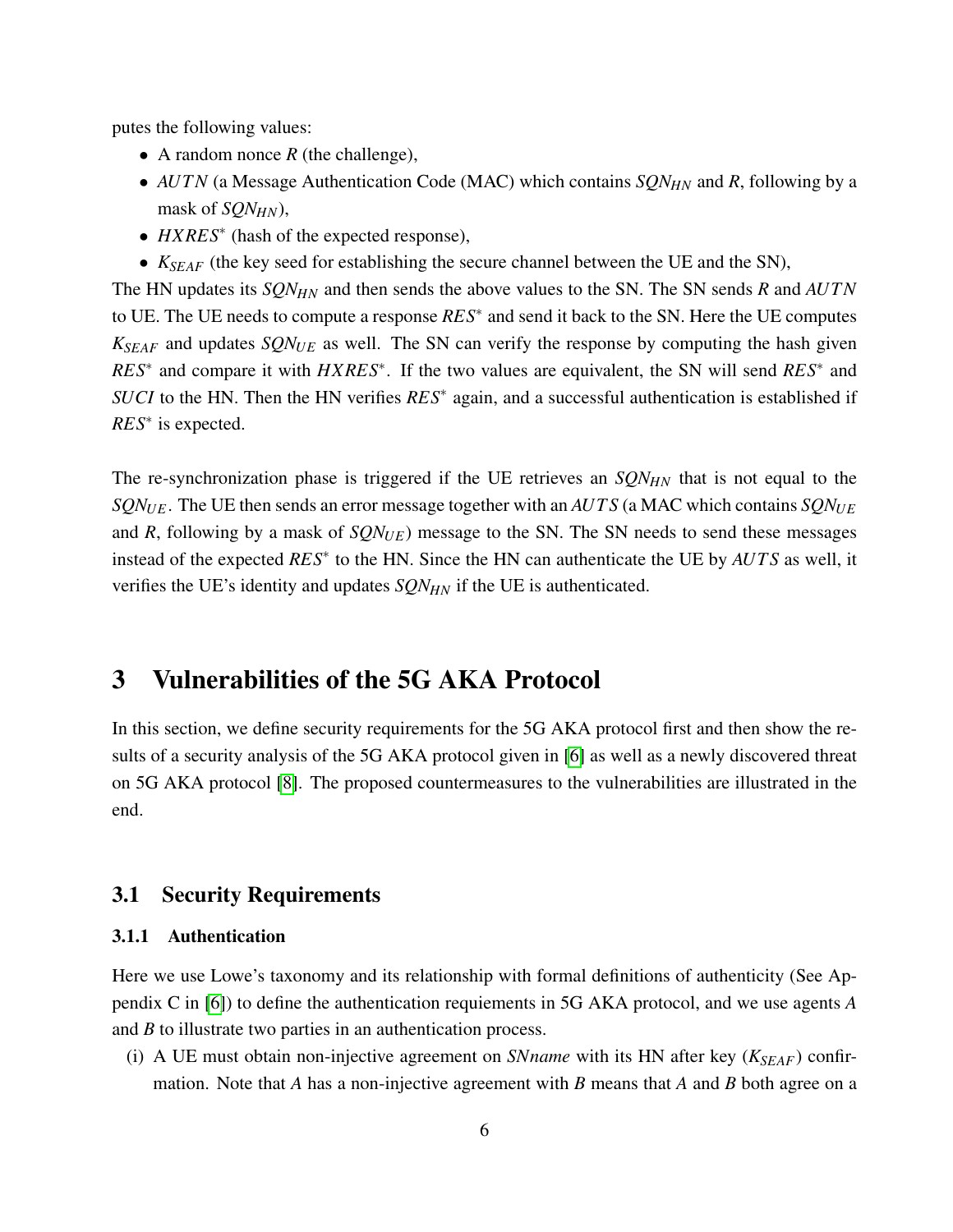putes the following values:

- A random nonce $R$ (the challenge),
- $AUTN$ (a Message Authentication Code (MAC) which contains $SQN_{HN}$ and $R$, following by a mask of $SQN_{HN}$),
- $HXRES^*$ (hash of the expected response),
- $K_{SEAF}$ (the key seed for establishing the secure channel between the UE and the SN),

The HN updates its $SQN_{HN}$ and then sends the above values to the SN. The SN sends $R$ and $AUTN$ to UE. The UE needs to compute a response $RES^*$ and send it back to the SN. Here the UE computes $K_{SEAF}$ and updates $SQN_{UE}$ as well. The SN can verify the response by computing the hash given $RES^*$ and compare it with $HXRES^*$. If the two values are equivalent, the SN will send $RES^*$ and $SUCI$ to the HN. Then the HN verifies $RES^*$ again, and a successful authentication is established if $RES^*$ is expected.

The re-synchronization phase is triggered if the UE retrieves an $SQN_{HN}$ that is not equal to the $SQN_{UE}$. The UE then sends an error message together with an $AUTS$ (a MAC which contains $SQN_{UE}$ and $R$, following by a mask of $SQN_{UE}$) message to the SN. The SN needs to send these messages instead of the expected $RES^*$ to the HN. Since the HN can authenticate the UE by $AUTS$ as well, it verifies the UE's identity and updates $SQN_{HN}$ if the UE is authenticated.

# 3 Vulnerabilities of the 5G AKA Protocol

In this section, we define security requirements for the 5G AKA protocol first and then show the results of a security analysis of the 5G AKA protocol given in [6] as well as a newly discovered threat on 5G AKA protocol [8]. The proposed countermeasures to the vulnerabilities are illustrated in the end.

## 3.1 Security Requirements

### 3.1.1 Authentication

Here we use Lowe's taxonomy and its relationship with formal definitions of authenticity (See Appendix C in [6]) to define the authentication requiements in 5G AKA protocol, and we use agents $A$ and $B$ to illustrate two parties in an authentication process.

(i) A UE must obtain non-injective agreement on *SNname* with its HN after key ($K_{SEAF}$) confirmation. Note that $A$ has a non-injective agreement with $B$ means that $A$ and $B$ both agree on a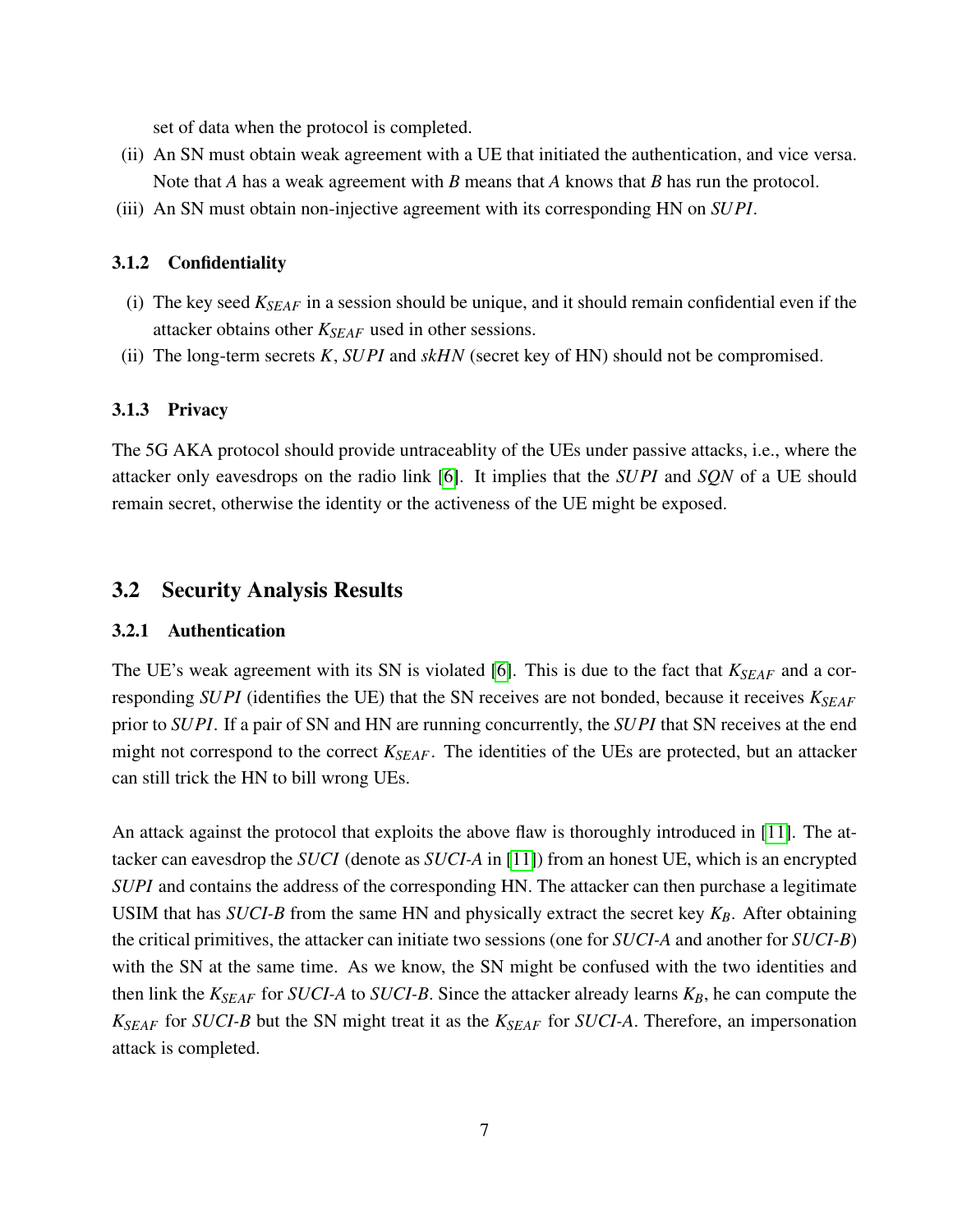set of data when the protocol is completed.

(ii) An SN must obtain weak agreement with a UE that initiated the authentication, and vice versa. Note that $A$ has a weak agreement with $B$ means that $A$ knows that $B$ has run the protocol.

(iii) An SN must obtain non-injective agreement with its corresponding HN on $SUPI$.

### 3.1.2 Confidentiality

(i) The key seed $K_{SEAF}$ in a session should be unique, and it should remain confidential even if the attacker obtains other $K_{SEAF}$ used in other sessions.

(ii) The long-term secrets $K$, $SUPI$ and $skHN$ (secret key of HN) should not be compromised.

### 3.1.3 Privacy

The 5G AKA protocol should provide untraceablity of the UEs under passive attacks, i.e., where the attacker only eavesdrops on the radio link [6]. It implies that the $SUPI$ and $SQN$ of a UE should remain secret, otherwise the identity or the activeness of the UE might be exposed.

## 3.2 Security Analysis Results

### 3.2.1 Authentication

The UE's weak agreement with its SN is violated [6]. This is due to the fact that $K_{SEAF}$ and a corresponding $SUPI$ (identifies the UE) that the SN receives are not bonded, because it receives $K_{SEAF}$ prior to $SUPI$. If a pair of SN and HN are running concurrently, the $SUPI$ that SN receives at the end might not correspond to the correct $K_{SEAF}$. The identities of the UEs are protected, but an attacker can still trick the HN to bill wrong UEs.

An attack against the protocol that exploits the above flaw is thoroughly introduced in [11]. The attacker can eavesdrop the $SUCI$ (denote as $SUCI\text{-}A$ in [11]) from an honest UE, which is an encrypted $SUPI$ and contains the address of the corresponding HN. The attacker can then purchase a legitimate USIM that has $SUCI\text{-}B$ from the same HN and physically extract the secret key $K_B$. After obtaining the critical primitives, the attacker can initiate two sessions (one for $SUCI\text{-}A$ and another for $SUCI\text{-}B$) with the SN at the same time. As we know, the SN might be confused with the two identities and then link the $K_{SEAF}$ for $SUCI\text{-}A$ to $SUCI\text{-}B$. Since the attacker already learns $K_B$, he can compute the $K_{SEAF}$ for $SUCI\text{-}B$ but the SN might treat it as the $K_{SEAF}$ for $SUCI\text{-}A$. Therefore, an impersonation attack is completed.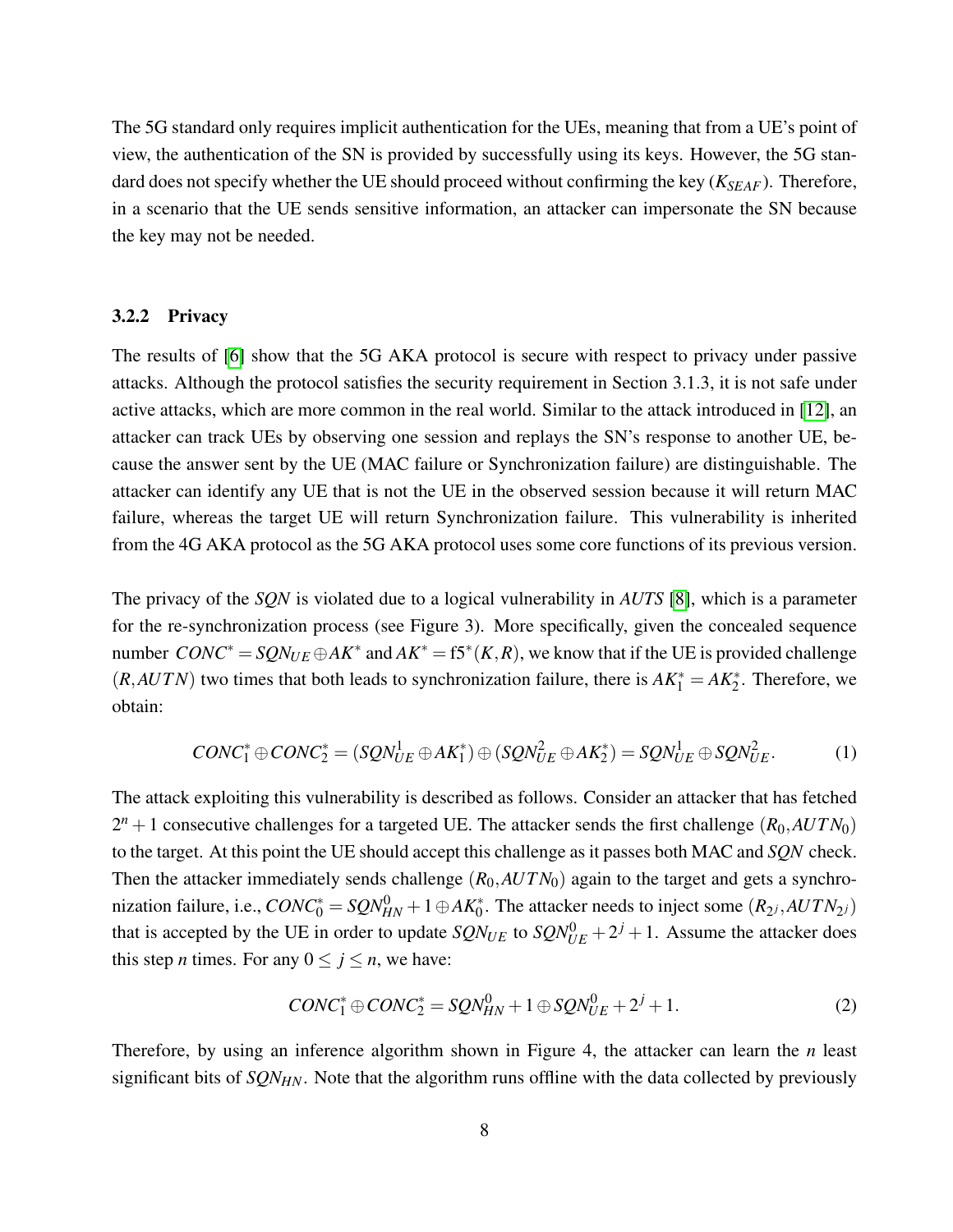The 5G standard only requires implicit authentication for the UEs, meaning that from a UE's point of view, the authentication of the SN is provided by successfully using its keys. However, the 5G standard does not specify whether the UE should proceed without confirming the key ($K_{SEAF}$). Therefore, in a scenario that the UE sends sensitive information, an attacker can impersonate the SN because the key may not be needed.

### 3.2.2 Privacy

The results of [6] show that the 5G AKA protocol is secure with respect to privacy under passive attacks. Although the protocol satisfies the security requirement in Section 3.1.3, it is not safe under active attacks, which are more common in the real world. Similar to the attack introduced in [12], an attacker can track UEs by observing one session and replays the SN's response to another UE, because the answer sent by the UE (MAC failure or Synchronization failure) are distinguishable. The attacker can identify any UE that is not the UE in the observed session because it will return MAC failure, whereas the target UE will return Synchronization failure. This vulnerability is inherited from the 4G AKA protocol as the 5G AKA protocol uses some core functions of its previous version.

The privacy of the *SQN* is violated due to a logical vulnerability in *AUTS* [8], which is a parameter for the re-synchronization process (see Figure 3). More specifically, given the concealed sequence number $CONC^* = SQN_{UE} \oplus AK^*$ and $AK^* = \mathrm{f5}^*(K,R)$, we know that if the UE is provided challenge $(R, AUTN)$ two times that both leads to synchronization failure, there is $AK_1^* = AK_2^*$. Therefore, we obtain:

$$CONC_1^* \oplus CONC_2^* = (SQN_{UE}^1 \oplus AK_1^*) \oplus (SQN_{UE}^2 \oplus AK_2^*) = SQN_{UE}^1 \oplus SQN_{UE}^2. \quad (1)$$

The attack exploiting this vulnerability is described as follows. Consider an attacker that has fetched $2^n + 1$ consecutive challenges for a targeted UE. The attacker sends the first challenge $(R_0, AUTN_0)$ to the target. At this point the UE should accept this challenge as it passes both MAC and *SQN* check. Then the attacker immediately sends challenge $(R_0, AUTN_0)$ again to the target and gets a synchronization failure, i.e., $CONC_0^* = SQN_{HN}^0 + 1 \oplus AK_0^*$. The attacker needs to inject some $(R_{2^j}, AUTN_{2^j})$ that is accepted by the UE in order to update $SQN_{UE}$ to $SQN_{UE}^0 + 2^j + 1$. Assume the attacker does this step $n$ times. For any $0 \leq j \leq n$, we have:

$$CONC_1^* \oplus CONC_2^* = SQN_{HN}^0 + 1 \oplus SQN_{UE}^0 + 2^j + 1. \quad (2)$$

Therefore, by using an inference algorithm shown in Figure 4, the attacker can learn the $n$ least significant bits of $SQN_{HN}$. Note that the algorithm runs offline with the data collected by previously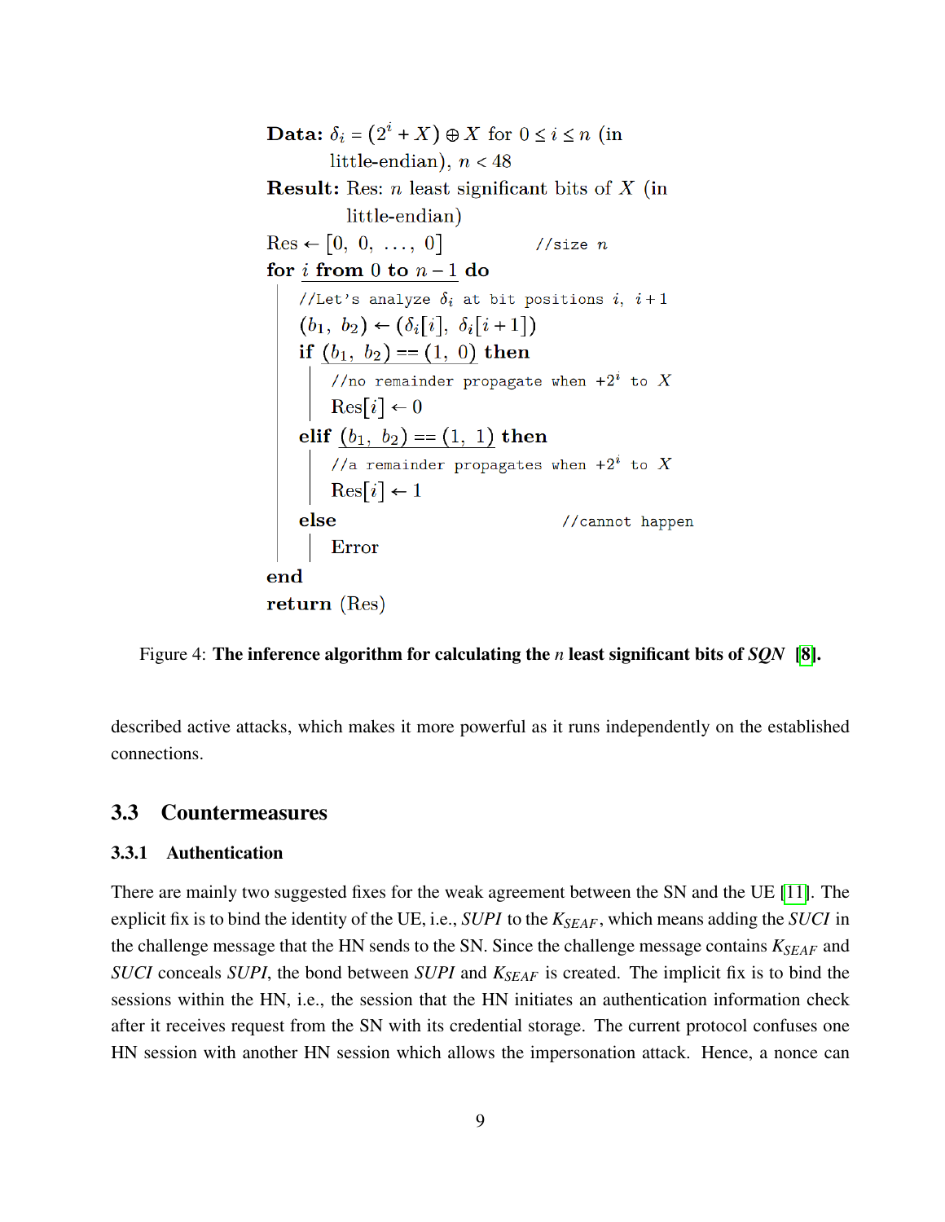```
Data: δ_i = (2^i + X) ⊕ X for 0 ≤ i ≤ n (in
        little-endian), n < 48
Result: Res: n least significant bits of X (in
        little-endian)
Res ← [0, 0, ..., 0]                //size n
for i from 0 to n − 1 do
    //Let's analyze δ_i at bit positions i, i+1
    (b_1, b_2) ← (δ_i[i], δ_i[i+1])
    if (b_1, b_2) == (1, 0) then
        //no remainder propagate when +2^i to X
        Res[i] ← 0
    elif (b_1, b_2) == (1, 1) then
        //a remainder propagates when +2^i to X
        Res[i] ← 1
    else                            //cannot happen
        Error
end
return (Res)
```

Figure 4: **The inference algorithm for calculating the $n$ least significant bits of *SQN* [8].**

described active attacks, which makes it more powerful as it runs independently on the established connections.

## 3.3 Countermeasures

### 3.3.1 Authentication

There are mainly two suggested fixes for the weak agreement between the SN and the UE [11]. The explicit fix is to bind the identity of the UE, i.e., *SUPI* to the $K_{SEAF}$, which means adding the *SUCI* in the challenge message that the HN sends to the SN. Since the challenge message contains $K_{SEAF}$ and *SUCI* conceals *SUPI*, the bond between *SUPI* and $K_{SEAF}$ is created. The implicit fix is to bind the sessions within the HN, i.e., the session that the HN initiates an authentication information check after it receives request from the SN with its credential storage. The current protocol confuses one HN session with another HN session which allows the impersonation attack. Hence, a nonce can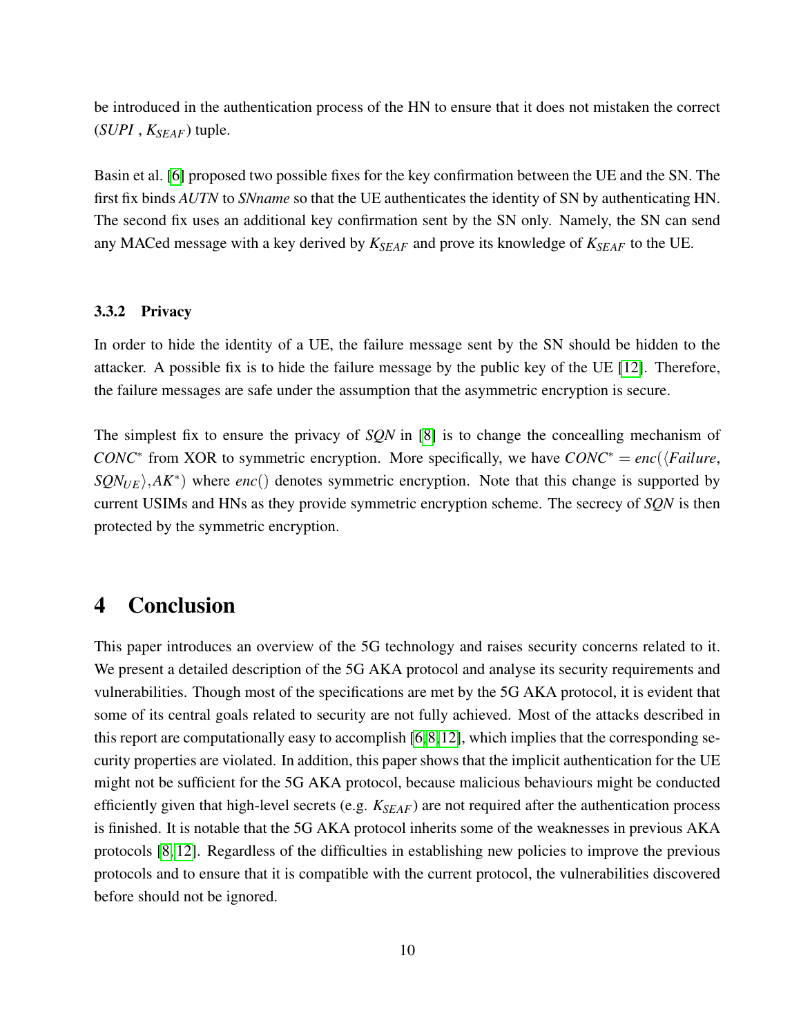be introduced in the authentication process of the HN to ensure that it does not mistaken the correct ($SUPI$ , $K_{SEAF}$) tuple.

Basin et al. [6] proposed two possible fixes for the key confirmation between the UE and the SN. The first fix binds $AUTN$ to $SNname$ so that the UE authenticates the identity of SN by authenticating HN. The second fix uses an additional key confirmation sent by the SN only. Namely, the SN can send any MACed message with a key derived by $K_{SEAF}$ and prove its knowledge of $K_{SEAF}$ to the UE.

### 3.3.2 Privacy

In order to hide the identity of a UE, the failure message sent by the SN should be hidden to the attacker. A possible fix is to hide the failure message by the public key of the UE [12]. Therefore, the failure messages are safe under the assumption that the asymmetric encryption is secure.

The simplest fix to ensure the privacy of $SQN$ in [8] is to change the concealling mechanism of $CONC^*$ from XOR to symmetric encryption. More specifically, we have $CONC^* = enc(\langle Failure, SQN_{UE}\rangle, AK^*)$ where $enc()$ denotes symmetric encryption. Note that this change is supported by current USIMs and HNs as they provide symmetric encryption scheme. The secrecy of $SQN$ is then protected by the symmetric encryption.

# 4 Conclusion

This paper introduces an overview of the 5G technology and raises security concerns related to it. We present a detailed description of the 5G AKA protocol and analyse its security requirements and vulnerabilities. Though most of the specifications are met by the 5G AKA protocol, it is evident that some of its central goals related to security are not fully achieved. Most of the attacks described in this report are computationally easy to accomplish [6,8,12], which implies that the corresponding security properties are violated. In addition, this paper shows that the implicit authentication for the UE might not be sufficient for the 5G AKA protocol, because malicious behaviours might be conducted efficiently given that high-level secrets (e.g. $K_{SEAF}$) are not required after the authentication process is finished. It is notable that the 5G AKA protocol inherits some of the weaknesses in previous AKA protocols [8,12]. Regardless of the difficulties in establishing new policies to improve the previous protocols and to ensure that it is compatible with the current protocol, the vulnerabilities discovered before should not be ignored.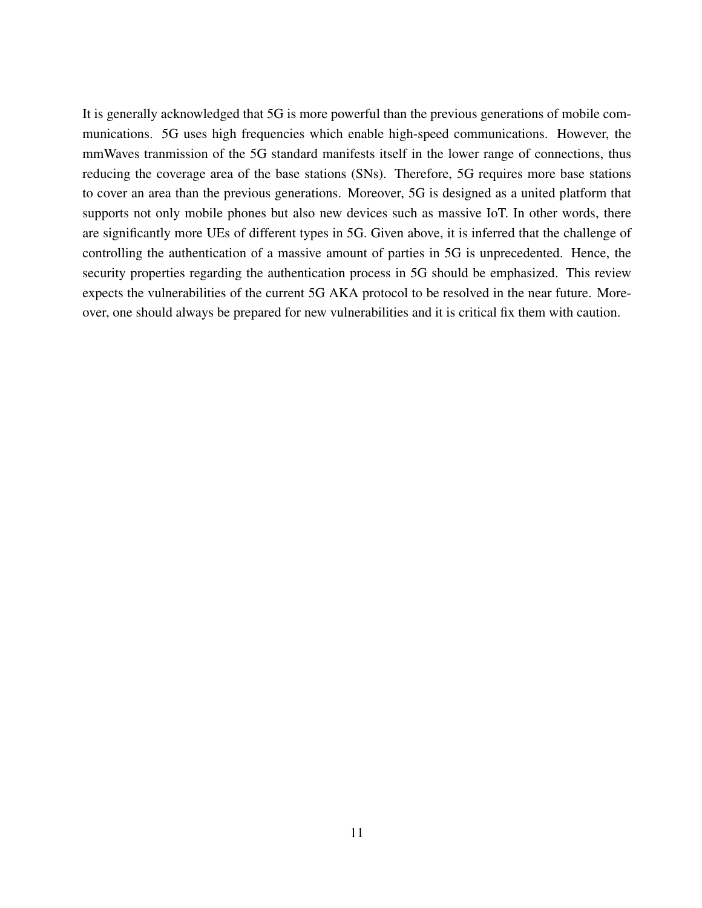It is generally acknowledged that 5G is more powerful than the previous generations of mobile communications. 5G uses high frequencies which enable high-speed communications. However, the mmWaves tranmission of the 5G standard manifests itself in the lower range of connections, thus reducing the coverage area of the base stations (SNs). Therefore, 5G requires more base stations to cover an area than the previous generations. Moreover, 5G is designed as a united platform that supports not only mobile phones but also new devices such as massive IoT. In other words, there are significantly more UEs of different types in 5G. Given above, it is inferred that the challenge of controlling the authentication of a massive amount of parties in 5G is unprecedented. Hence, the security properties regarding the authentication process in 5G should be emphasized. This review expects the vulnerabilities of the current 5G AKA protocol to be resolved in the near future. Moreover, one should always be prepared for new vulnerabilities and it is critical fix them with caution.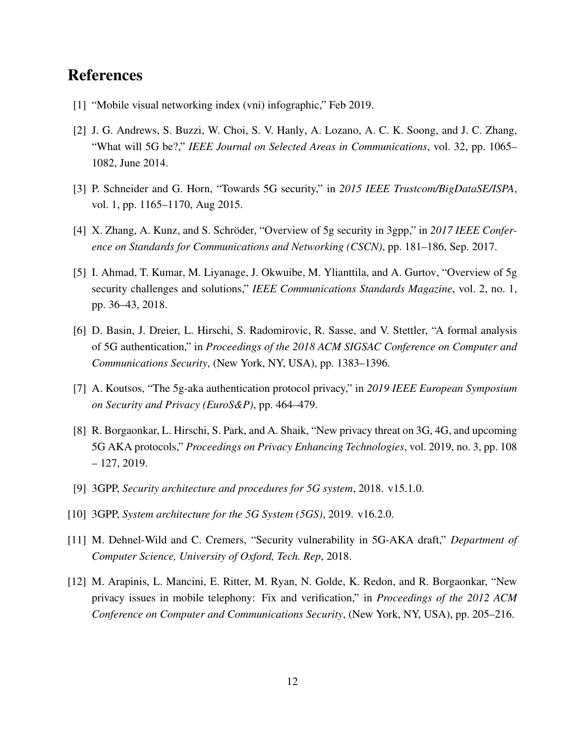# References

[1] "Mobile visual networking index (vni) infographic," Feb 2019.

[2] J. G. Andrews, S. Buzzi, W. Choi, S. V. Hanly, A. Lozano, A. C. K. Soong, and J. C. Zhang, "What will 5G be?," *IEEE Journal on Selected Areas in Communications*, vol. 32, pp. 1065–1082, June 2014.

[3] P. Schneider and G. Horn, "Towards 5G security," in *2015 IEEE Trustcom/BigDataSE/ISPA*, vol. 1, pp. 1165–1170, Aug 2015.

[4] X. Zhang, A. Kunz, and S. Schröder, "Overview of 5g security in 3gpp," in *2017 IEEE Conference on Standards for Communications and Networking (CSCN)*, pp. 181–186, Sep. 2017.

[5] I. Ahmad, T. Kumar, M. Liyanage, J. Okwuibe, M. Ylianttila, and A. Gurtov, "Overview of 5g security challenges and solutions," *IEEE Communications Standards Magazine*, vol. 2, no. 1, pp. 36–43, 2018.

[6] D. Basin, J. Dreier, L. Hirschi, S. Radomirovic, R. Sasse, and V. Stettler, "A formal analysis of 5G authentication," in *Proceedings of the 2018 ACM SIGSAC Conference on Computer and Communications Security*, (New York, NY, USA), pp. 1383–1396.

[7] A. Koutsos, "The 5g-aka authentication protocol privacy," in *2019 IEEE European Symposium on Security and Privacy (EuroS&P)*, pp. 464–479.

[8] R. Borgaonkar, L. Hirschi, S. Park, and A. Shaik, "New privacy threat on 3G, 4G, and upcoming 5G AKA protocols," *Proceedings on Privacy Enhancing Technologies*, vol. 2019, no. 3, pp. 108 – 127, 2019.

[9] 3GPP, *Security architecture and procedures for 5G system*, 2018. v15.1.0.

[10] 3GPP, *System architecture for the 5G System (5GS)*, 2019. v16.2.0.

[11] M. Dehnel-Wild and C. Cremers, "Security vulnerability in 5G-AKA draft," *Department of Computer Science, University of Oxford, Tech. Rep*, 2018.

[12] M. Arapinis, L. Mancini, E. Ritter, M. Ryan, N. Golde, K. Redon, and R. Borgaonkar, "New privacy issues in mobile telephony: Fix and verification," in *Proceedings of the 2012 ACM Conference on Computer and Communications Security*, (New York, NY, USA), pp. 205–216.